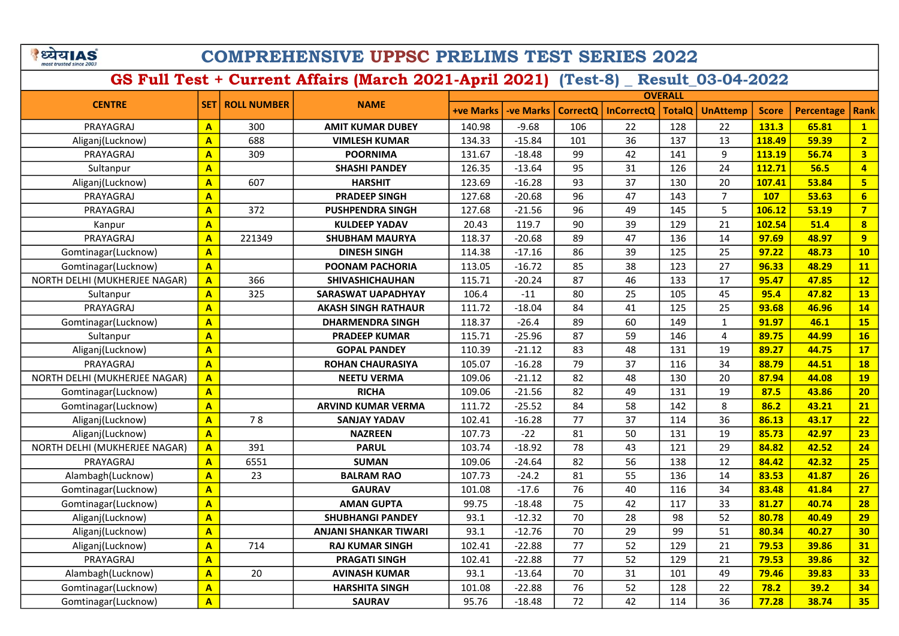# COMPREHENSIVE UPPSC PRELIMS TEST SERIES 2022

## GS Full Test + Current Affairs (March 2021-April 2021) (Test-8) _ Result_03-04-2022

| CENTRE | SET | ROLL NUMBER | NAME | OVERALL | | | | | | | | |
|---|---|---|---|---|---|---|---|---|---|---|---|---|
| | | | | +ve Marks | -ve Marks | CorrectQ | InCorrectQ | TotalQ | UnAttemp | Score | Percentage | Rank |
| PRAYAGRAJ | A | 300 | AMIT KUMAR DUBEY | 140.98 | -9.68 | 106 | 22 | 128 | 22 | 131.3 | 65.81 | 1 |
| Aliganj(Lucknow) | A | 688 | VIMLESH KUMAR | 134.33 | -15.84 | 101 | 36 | 137 | 13 | 118.49 | 59.39 | 2 |
| PRAYAGRAJ | A | 309 | POORNIMA | 131.67 | -18.48 | 99 | 42 | 141 | 9 | 113.19 | 56.74 | 3 |
| Sultanpur | A | | SHASHI PANDEY | 126.35 | -13.64 | 95 | 31 | 126 | 24 | 112.71 | 56.5 | 4 |
| Aliganj(Lucknow) | A | 607 | HARSHIT | 123.69 | -16.28 | 93 | 37 | 130 | 20 | 107.41 | 53.84 | 5 |
| PRAYAGRAJ | A | | PRADEEP SINGH | 127.68 | -20.68 | 96 | 47 | 143 | 7 | 107 | 53.63 | 6 |
| PRAYAGRAJ | A | 372 | PUSHPENDRA SINGH | 127.68 | -21.56 | 96 | 49 | 145 | 5 | 106.12 | 53.19 | 7 |
| Kanpur | A | | KULDEEP YADAV | 20.43 | 119.7 | 90 | 39 | 129 | 21 | 102.54 | 51.4 | 8 |
| PRAYAGRAJ | A | 221349 | SHUBHAM MAURYA | 118.37 | -20.68 | 89 | 47 | 136 | 14 | 97.69 | 48.97 | 9 |
| Gomtinagar(Lucknow) | A | | DINESH SINGH | 114.38 | -17.16 | 86 | 39 | 125 | 25 | 97.22 | 48.73 | 10 |
| Gomtinagar(Lucknow) | A | | POONAM PACHORIA | 113.05 | -16.72 | 85 | 38 | 123 | 27 | 96.33 | 48.29 | 11 |
| NORTH DELHI (MUKHERJEE NAGAR) | A | 366 | SHIVASHICHAUHAN | 115.71 | -20.24 | 87 | 46 | 133 | 17 | 95.47 | 47.85 | 12 |
| Sultanpur | A | 325 | SARASWAT UAPADHYAY | 106.4 | -11 | 80 | 25 | 105 | 45 | 95.4 | 47.82 | 13 |
| PRAYAGRAJ | A | | AKASH SINGH RATHAUR | 111.72 | -18.04 | 84 | 41 | 125 | 25 | 93.68 | 46.96 | 14 |
| Gomtinagar(Lucknow) | A | | DHARMENDRA SINGH | 118.37 | -26.4 | 89 | 60 | 149 | 1 | 91.97 | 46.1 | 15 |
| Sultanpur | A | | PRADEEP KUMAR | 115.71 | -25.96 | 87 | 59 | 146 | 4 | 89.75 | 44.99 | 16 |
| Aliganj(Lucknow) | A | | GOPAL PANDEY | 110.39 | -21.12 | 83 | 48 | 131 | 19 | 89.27 | 44.75 | 17 |
| PRAYAGRAJ | A | | ROHAN CHAURASIYA | 105.07 | -16.28 | 79 | 37 | 116 | 34 | 88.79 | 44.51 | 18 |
| NORTH DELHI (MUKHERJEE NAGAR) | A | | NEETU VERMA | 109.06 | -21.12 | 82 | 48 | 130 | 20 | 87.94 | 44.08 | 19 |
| Gomtinagar(Lucknow) | A | | RICHA | 109.06 | -21.56 | 82 | 49 | 131 | 19 | 87.5 | 43.86 | 20 |
| Gomtinagar(Lucknow) | A | | ARVIND KUMAR VERMA | 111.72 | -25.52 | 84 | 58 | 142 | 8 | 86.2 | 43.21 | 21 |
| Aliganj(Lucknow) | A | 7 8 | SANJAY YADAV | 102.41 | -16.28 | 77 | 37 | 114 | 36 | 86.13 | 43.17 | 22 |
| Aliganj(Lucknow) | A | | NAZREEN | 107.73 | -22 | 81 | 50 | 131 | 19 | 85.73 | 42.97 | 23 |
| NORTH DELHI (MUKHERJEE NAGAR) | A | 391 | PARUL | 103.74 | -18.92 | 78 | 43 | 121 | 29 | 84.82 | 42.52 | 24 |
| PRAYAGRAJ | A | 6551 | SUMAN | 109.06 | -24.64 | 82 | 56 | 138 | 12 | 84.42 | 42.32 | 25 |
| Alambagh(Lucknow) | A | 23 | BALRAM RAO | 107.73 | -24.2 | 81 | 55 | 136 | 14 | 83.53 | 41.87 | 26 |
| Gomtinagar(Lucknow) | A | | GAURAV | 101.08 | -17.6 | 76 | 40 | 116 | 34 | 83.48 | 41.84 | 27 |
| Gomtinagar(Lucknow) | A | | AMAN GUPTA | 99.75 | -18.48 | 75 | 42 | 117 | 33 | 81.27 | 40.74 | 28 |
| Aliganj(Lucknow) | A | | SHUBHANGI PANDEY | 93.1 | -12.32 | 70 | 28 | 98 | 52 | 80.78 | 40.49 | 29 |
| Aliganj(Lucknow) | A | | ANJANI SHANKAR TIWARI | 93.1 | -12.76 | 70 | 29 | 99 | 51 | 80.34 | 40.27 | 30 |
| Aliganj(Lucknow) | A | 714 | RAJ KUMAR SINGH | 102.41 | -22.88 | 77 | 52 | 129 | 21 | 79.53 | 39.86 | 31 |
| PRAYAGRAJ | A | | PRAGATI SINGH | 102.41 | -22.88 | 77 | 52 | 129 | 21 | 79.53 | 39.86 | 32 |
| Alambagh(Lucknow) | A | 20 | AVINASH KUMAR | 93.1 | -13.64 | 70 | 31 | 101 | 49 | 79.46 | 39.83 | 33 |
| Gomtinagar(Lucknow) | A | | HARSHITA SINGH | 101.08 | -22.88 | 76 | 52 | 128 | 22 | 78.2 | 39.2 | 34 |
| Gomtinagar(Lucknow) | A | | SAURAV | 95.76 | -18.48 | 72 | 42 | 114 | 36 | 77.28 | 38.74 | 35 |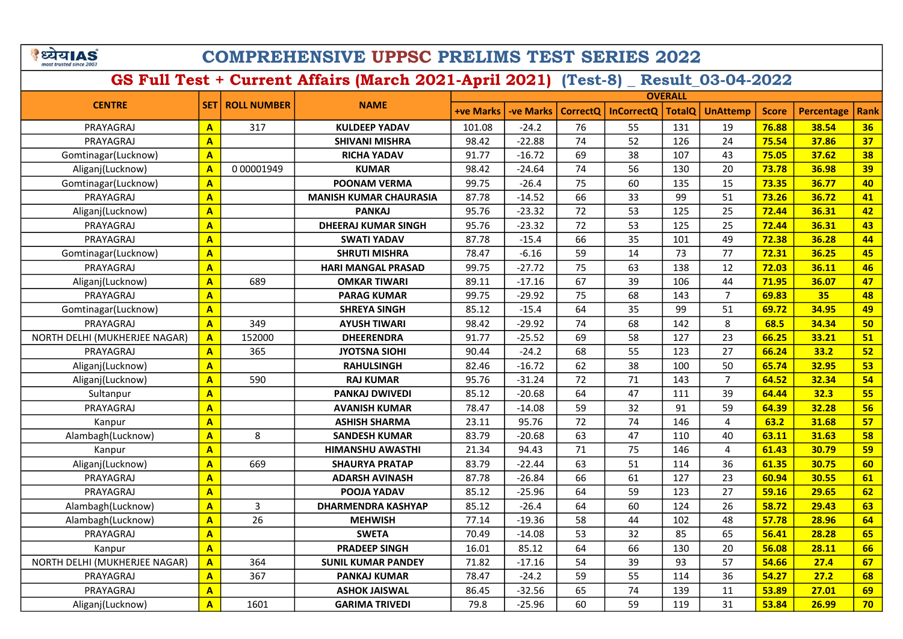# COMPREHENSIVE UPPSC PRELIMS TEST SERIES 2022

## GS Full Test + Current Affairs (March 2021-April 2021) (Test-8) _ Result_03-04-2022

| CENTRE | SET | ROLL NUMBER | NAME | OVERALL | | | | | | | | |
|---|---|---|---|---|---|---|---|---|---|---|---|---|
| | | | | +ve Marks | -ve Marks | CorrectQ | InCorrectQ | TotalQ | UnAttemp | Score | Percentage | Rank |
| PRAYAGRAJ | A | 317 | KULDEEP YADAV | 101.08 | -24.2 | 76 | 55 | 131 | 19 | 76.88 | 38.54 | 36 |
| PRAYAGRAJ | A | | SHIVANI MISHRA | 98.42 | -22.88 | 74 | 52 | 126 | 24 | 75.54 | 37.86 | 37 |
| Gomtinagar(Lucknow) | A | | RICHA YADAV | 91.77 | -16.72 | 69 | 38 | 107 | 43 | 75.05 | 37.62 | 38 |
| Aliganj(Lucknow) | A | 0 00001949 | KUMAR | 98.42 | -24.64 | 74 | 56 | 130 | 20 | 73.78 | 36.98 | 39 |
| Gomtinagar(Lucknow) | A | | POONAM VERMA | 99.75 | -26.4 | 75 | 60 | 135 | 15 | 73.35 | 36.77 | 40 |
| PRAYAGRAJ | A | | MANISH KUMAR CHAURASIA | 87.78 | -14.52 | 66 | 33 | 99 | 51 | 73.26 | 36.72 | 41 |
| Aliganj(Lucknow) | A | | PANKAJ | 95.76 | -23.32 | 72 | 53 | 125 | 25 | 72.44 | 36.31 | 42 |
| PRAYAGRAJ | A | | DHEERAJ KUMAR SINGH | 95.76 | -23.32 | 72 | 53 | 125 | 25 | 72.44 | 36.31 | 43 |
| PRAYAGRAJ | A | | SWATI YADAV | 87.78 | -15.4 | 66 | 35 | 101 | 49 | 72.38 | 36.28 | 44 |
| Gomtinagar(Lucknow) | A | | SHRUTI MISHRA | 78.47 | -6.16 | 59 | 14 | 73 | 77 | 72.31 | 36.25 | 45 |
| PRAYAGRAJ | A | | HARI MANGAL PRASAD | 99.75 | -27.72 | 75 | 63 | 138 | 12 | 72.03 | 36.11 | 46 |
| Aliganj(Lucknow) | A | 689 | OMKAR TIWARI | 89.11 | -17.16 | 67 | 39 | 106 | 44 | 71.95 | 36.07 | 47 |
| PRAYAGRAJ | A | | PARAG KUMAR | 99.75 | -29.92 | 75 | 68 | 143 | 7 | 69.83 | 35 | 48 |
| Gomtinagar(Lucknow) | A | | SHREYA SINGH | 85.12 | -15.4 | 64 | 35 | 99 | 51 | 69.72 | 34.95 | 49 |
| PRAYAGRAJ | A | 349 | AYUSH TIWARI | 98.42 | -29.92 | 74 | 68 | 142 | 8 | 68.5 | 34.34 | 50 |
| NORTH DELHI (MUKHERJEE NAGAR) | A | 152000 | DHEERENDRA | 91.77 | -25.52 | 69 | 58 | 127 | 23 | 66.25 | 33.21 | 51 |
| PRAYAGRAJ | A | 365 | JYOTSNA SIOHI | 90.44 | -24.2 | 68 | 55 | 123 | 27 | 66.24 | 33.2 | 52 |
| Aliganj(Lucknow) | A | | RAHULSINGH | 82.46 | -16.72 | 62 | 38 | 100 | 50 | 65.74 | 32.95 | 53 |
| Aliganj(Lucknow) | A | 590 | RAJ KUMAR | 95.76 | -31.24 | 72 | 71 | 143 | 7 | 64.52 | 32.34 | 54 |
| Sultanpur | A | | PANKAJ DWIVEDI | 85.12 | -20.68 | 64 | 47 | 111 | 39 | 64.44 | 32.3 | 55 |
| PRAYAGRAJ | A | | AVANISH KUMAR | 78.47 | -14.08 | 59 | 32 | 91 | 59 | 64.39 | 32.28 | 56 |
| Kanpur | A | | ASHISH SHARMA | 23.11 | 95.76 | 72 | 74 | 146 | 4 | 63.2 | 31.68 | 57 |
| Alambagh(Lucknow) | A | 8 | SANDESH KUMAR | 83.79 | -20.68 | 63 | 47 | 110 | 40 | 63.11 | 31.63 | 58 |
| Kanpur | A | | HIMANSHU AWASTHI | 21.34 | 94.43 | 71 | 75 | 146 | 4 | 61.43 | 30.79 | 59 |
| Aliganj(Lucknow) | A | 669 | SHAURYA PRATAP | 83.79 | -22.44 | 63 | 51 | 114 | 36 | 61.35 | 30.75 | 60 |
| PRAYAGRAJ | A | | ADARSH AVINASH | 87.78 | -26.84 | 66 | 61 | 127 | 23 | 60.94 | 30.55 | 61 |
| PRAYAGRAJ | A | | POOJA YADAV | 85.12 | -25.96 | 64 | 59 | 123 | 27 | 59.16 | 29.65 | 62 |
| Alambagh(Lucknow) | A | 3 | DHARMENDRA KASHYAP | 85.12 | -26.4 | 64 | 60 | 124 | 26 | 58.72 | 29.43 | 63 |
| Alambagh(Lucknow) | A | 26 | MEHWISH | 77.14 | -19.36 | 58 | 44 | 102 | 48 | 57.78 | 28.96 | 64 |
| PRAYAGRAJ | A | | SWETA | 70.49 | -14.08 | 53 | 32 | 85 | 65 | 56.41 | 28.28 | 65 |
| Kanpur | A | | PRADEEP SINGH | 16.01 | 85.12 | 64 | 66 | 130 | 20 | 56.08 | 28.11 | 66 |
| NORTH DELHI (MUKHERJEE NAGAR) | A | 364 | SUNIL KUMAR PANDEY | 71.82 | -17.16 | 54 | 39 | 93 | 57 | 54.66 | 27.4 | 67 |
| PRAYAGRAJ | A | 367 | PANKAJ KUMAR | 78.47 | -24.2 | 59 | 55 | 114 | 36 | 54.27 | 27.2 | 68 |
| PRAYAGRAJ | A | | ASHOK JAISWAL | 86.45 | -32.56 | 65 | 74 | 139 | 11 | 53.89 | 27.01 | 69 |
| Aliganj(Lucknow) | A | 1601 | GARIMA TRIVEDI | 79.8 | -25.96 | 60 | 59 | 119 | 31 | 53.84 | 26.99 | 70 |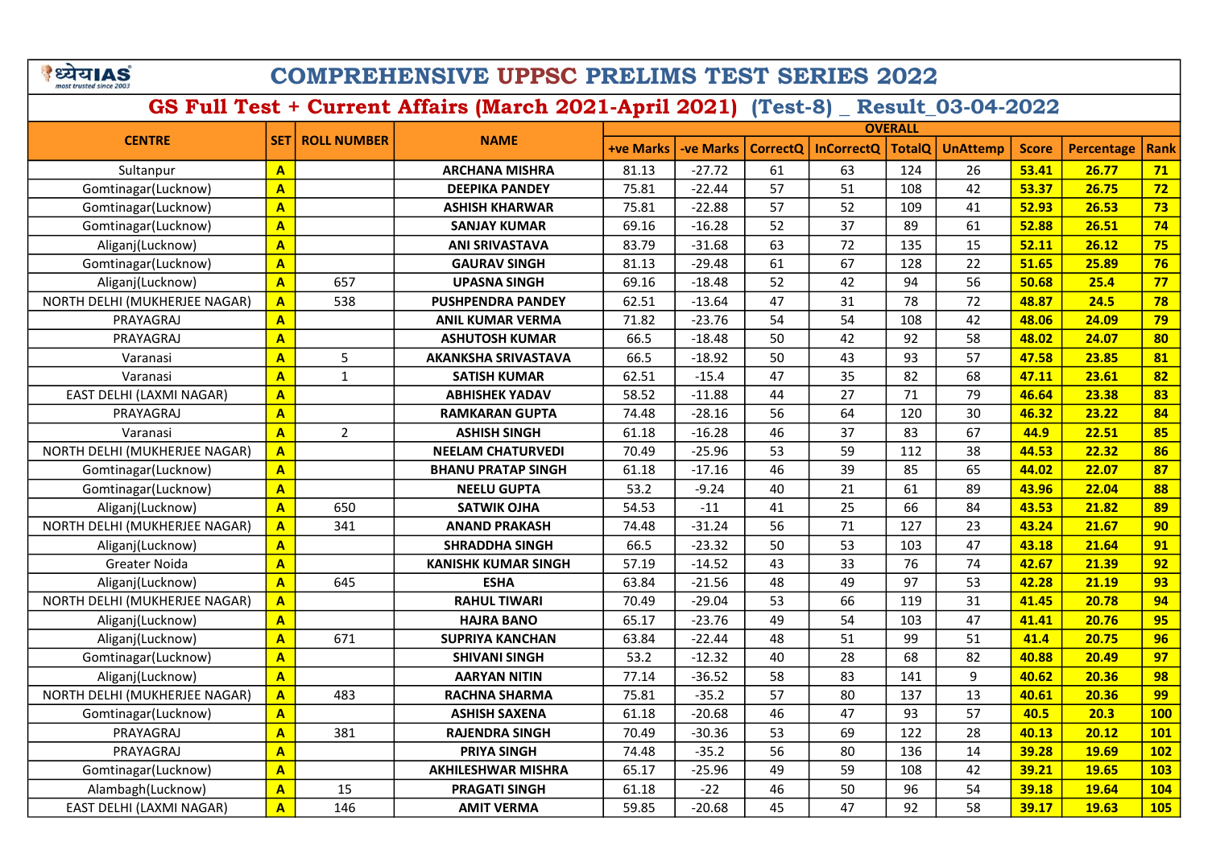# COMPREHENSIVE UPPSC PRELIMS TEST SERIES 2022

## GS Full Test + Current Affairs (March 2021-April 2021) (Test-8) _ Result_03-04-2022

| CENTRE | SET | ROLL NUMBER | NAME | OVERALL | | | | | | | | |
|---|---|---|---|---|---|---|---|---|---|---|---|---|
| | | | | +ve Marks | -ve Marks | CorrectQ | InCorrectQ | TotalQ | UnAttemp | Score | Percentage | Rank |
| Sultanpur | A | | ARCHANA MISHRA | 81.13 | -27.72 | 61 | 63 | 124 | 26 | 53.41 | 26.77 | 71 |
| Gomtinagar(Lucknow) | A | | DEEPIKA PANDEY | 75.81 | -22.44 | 57 | 51 | 108 | 42 | 53.37 | 26.75 | 72 |
| Gomtinagar(Lucknow) | A | | ASHISH KHARWAR | 75.81 | -22.88 | 57 | 52 | 109 | 41 | 52.93 | 26.53 | 73 |
| Gomtinagar(Lucknow) | A | | SANJAY KUMAR | 69.16 | -16.28 | 52 | 37 | 89 | 61 | 52.88 | 26.51 | 74 |
| Aliganj(Lucknow) | A | | ANI SRIVASTAVA | 83.79 | -31.68 | 63 | 72 | 135 | 15 | 52.11 | 26.12 | 75 |
| Gomtinagar(Lucknow) | A | | GAURAV SINGH | 81.13 | -29.48 | 61 | 67 | 128 | 22 | 51.65 | 25.89 | 76 |
| Aliganj(Lucknow) | A | 657 | UPASNA SINGH | 69.16 | -18.48 | 52 | 42 | 94 | 56 | 50.68 | 25.4 | 77 |
| NORTH DELHI (MUKHERJEE NAGAR) | A | 538 | PUSHPENDRA PANDEY | 62.51 | -13.64 | 47 | 31 | 78 | 72 | 48.87 | 24.5 | 78 |
| PRAYAGRAJ | A | | ANIL KUMAR VERMA | 71.82 | -23.76 | 54 | 54 | 108 | 42 | 48.06 | 24.09 | 79 |
| PRAYAGRAJ | A | | ASHUTOSH KUMAR | 66.5 | -18.48 | 50 | 42 | 92 | 58 | 48.02 | 24.07 | 80 |
| Varanasi | A | 5 | AKANKSHA SRIVASTAVA | 66.5 | -18.92 | 50 | 43 | 93 | 57 | 47.58 | 23.85 | 81 |
| Varanasi | A | 1 | SATISH KUMAR | 62.51 | -15.4 | 47 | 35 | 82 | 68 | 47.11 | 23.61 | 82 |
| EAST DELHI (LAXMI NAGAR) | A | | ABHISHEK YADAV | 58.52 | -11.88 | 44 | 27 | 71 | 79 | 46.64 | 23.38 | 83 |
| PRAYAGRAJ | A | | RAMKARAN GUPTA | 74.48 | -28.16 | 56 | 64 | 120 | 30 | 46.32 | 23.22 | 84 |
| Varanasi | A | 2 | ASHISH SINGH | 61.18 | -16.28 | 46 | 37 | 83 | 67 | 44.9 | 22.51 | 85 |
| NORTH DELHI (MUKHERJEE NAGAR) | A | | NEELAM CHATURVEDI | 70.49 | -25.96 | 53 | 59 | 112 | 38 | 44.53 | 22.32 | 86 |
| Gomtinagar(Lucknow) | A | | BHANU PRATAP SINGH | 61.18 | -17.16 | 46 | 39 | 85 | 65 | 44.02 | 22.07 | 87 |
| Gomtinagar(Lucknow) | A | | NEELU GUPTA | 53.2 | -9.24 | 40 | 21 | 61 | 89 | 43.96 | 22.04 | 88 |
| Aliganj(Lucknow) | A | 650 | SATWIK OJHA | 54.53 | -11 | 41 | 25 | 66 | 84 | 43.53 | 21.82 | 89 |
| NORTH DELHI (MUKHERJEE NAGAR) | A | 341 | ANAND PRAKASH | 74.48 | -31.24 | 56 | 71 | 127 | 23 | 43.24 | 21.67 | 90 |
| Aliganj(Lucknow) | A | | SHRADDHA SINGH | 66.5 | -23.32 | 50 | 53 | 103 | 47 | 43.18 | 21.64 | 91 |
| Greater Noida | A | | KANISHK KUMAR SINGH | 57.19 | -14.52 | 43 | 33 | 76 | 74 | 42.67 | 21.39 | 92 |
| Aliganj(Lucknow) | A | 645 | ESHA | 63.84 | -21.56 | 48 | 49 | 97 | 53 | 42.28 | 21.19 | 93 |
| NORTH DELHI (MUKHERJEE NAGAR) | A | | RAHUL TIWARI | 70.49 | -29.04 | 53 | 66 | 119 | 31 | 41.45 | 20.78 | 94 |
| Aliganj(Lucknow) | A | | HAJRA BANO | 65.17 | -23.76 | 49 | 54 | 103 | 47 | 41.41 | 20.76 | 95 |
| Aliganj(Lucknow) | A | 671 | SUPRIYA KANCHAN | 63.84 | -22.44 | 48 | 51 | 99 | 51 | 41.4 | 20.75 | 96 |
| Gomtinagar(Lucknow) | A | | SHIVANI SINGH | 53.2 | -12.32 | 40 | 28 | 68 | 82 | 40.88 | 20.49 | 97 |
| Aliganj(Lucknow) | A | | AARYAN NITIN | 77.14 | -36.52 | 58 | 83 | 141 | 9 | 40.62 | 20.36 | 98 |
| NORTH DELHI (MUKHERJEE NAGAR) | A | 483 | RACHNA SHARMA | 75.81 | -35.2 | 57 | 80 | 137 | 13 | 40.61 | 20.36 | 99 |
| Gomtinagar(Lucknow) | A | | ASHISH SAXENA | 61.18 | -20.68 | 46 | 47 | 93 | 57 | 40.5 | 20.3 | 100 |
| PRAYAGRAJ | A | 381 | RAJENDRA SINGH | 70.49 | -30.36 | 53 | 69 | 122 | 28 | 40.13 | 20.12 | 101 |
| PRAYAGRAJ | A | | PRIYA SINGH | 74.48 | -35.2 | 56 | 80 | 136 | 14 | 39.28 | 19.69 | 102 |
| Gomtinagar(Lucknow) | A | | AKHILESHWAR MISHRA | 65.17 | -25.96 | 49 | 59 | 108 | 42 | 39.21 | 19.65 | 103 |
| Alambagh(Lucknow) | A | 15 | PRAGATI SINGH | 61.18 | -22 | 46 | 50 | 96 | 54 | 39.18 | 19.64 | 104 |
| EAST DELHI (LAXMI NAGAR) | A | 146 | AMIT VERMA | 59.85 | -20.68 | 45 | 47 | 92 | 58 | 39.17 | 19.63 | 105 |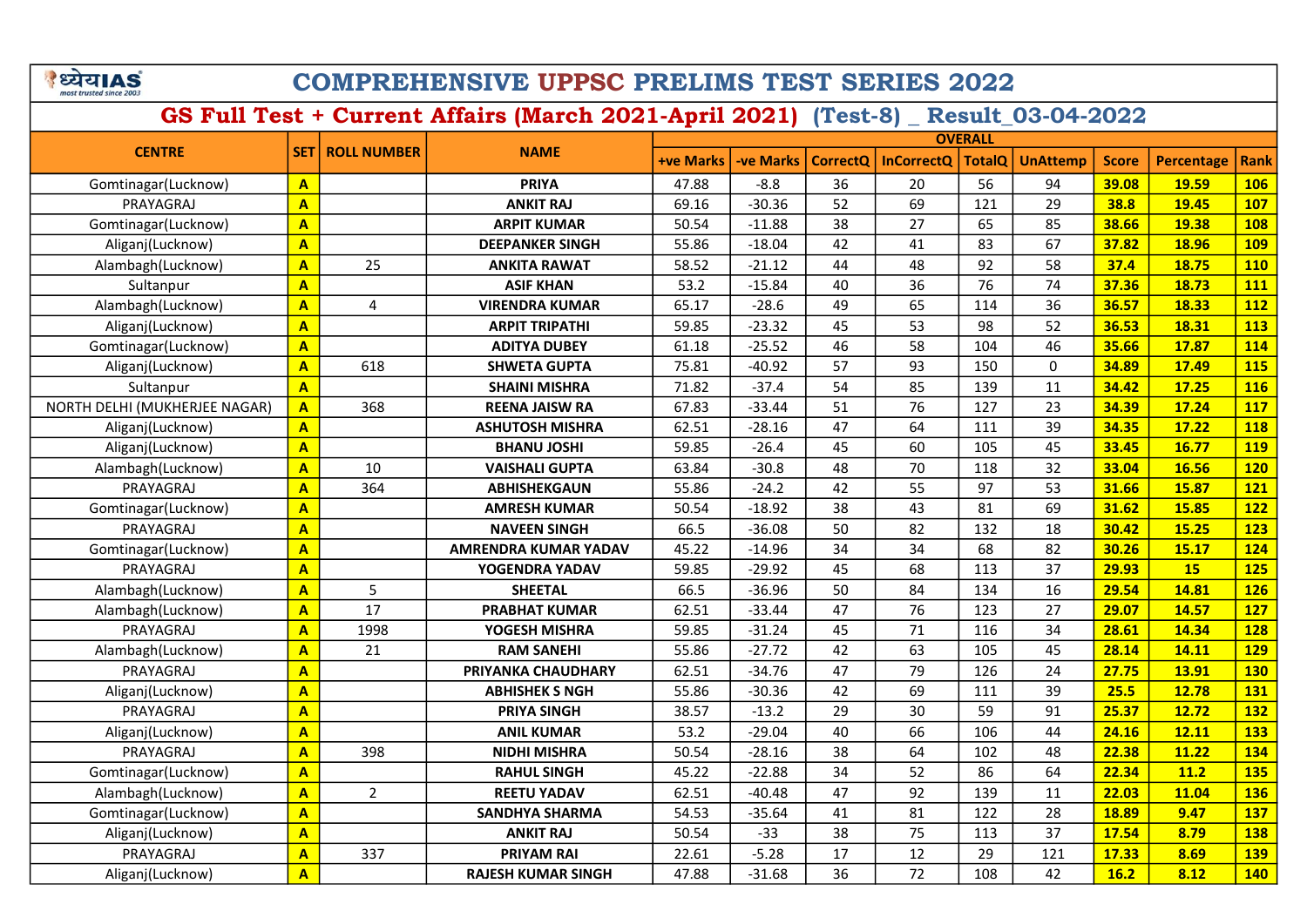# COMPREHENSIVE UPPSC PRELIMS TEST SERIES 2022

## GS Full Test + Current Affairs (March 2021-April 2021) (Test-8) _ Result_03-04-2022

| CENTRE | SET | ROLL NUMBER | NAME | OVERALL | | | | | | | | |
|---|---|---|---|---|---|---|---|---|---|---|---|---|
| | | | | +ve Marks | -ve Marks | CorrectQ | InCorrectQ | TotalQ | UnAttemp | Score | Percentage | Rank |
| Gomtinagar(Lucknow) | A | | PRIYA | 47.88 | -8.8 | 36 | 20 | 56 | 94 | 39.08 | 19.59 | 106 |
| PRAYAGRAJ | A | | ANKIT RAJ | 69.16 | -30.36 | 52 | 69 | 121 | 29 | 38.8 | 19.45 | 107 |
| Gomtinagar(Lucknow) | A | | ARPIT KUMAR | 50.54 | -11.88 | 38 | 27 | 65 | 85 | 38.66 | 19.38 | 108 |
| Aliganj(Lucknow) | A | | DEEPANKER SINGH | 55.86 | -18.04 | 42 | 41 | 83 | 67 | 37.82 | 18.96 | 109 |
| Alambagh(Lucknow) | A | 25 | ANKITA RAWAT | 58.52 | -21.12 | 44 | 48 | 92 | 58 | 37.4 | 18.75 | 110 |
| Sultanpur | A | | ASIF KHAN | 53.2 | -15.84 | 40 | 36 | 76 | 74 | 37.36 | 18.73 | 111 |
| Alambagh(Lucknow) | A | 4 | VIRENDRA KUMAR | 65.17 | -28.6 | 49 | 65 | 114 | 36 | 36.57 | 18.33 | 112 |
| Aliganj(Lucknow) | A | | ARPIT TRIPATHI | 59.85 | -23.32 | 45 | 53 | 98 | 52 | 36.53 | 18.31 | 113 |
| Gomtinagar(Lucknow) | A | | ADITYA DUBEY | 61.18 | -25.52 | 46 | 58 | 104 | 46 | 35.66 | 17.87 | 114 |
| Aliganj(Lucknow) | A | 618 | SHWETA GUPTA | 75.81 | -40.92 | 57 | 93 | 150 | 0 | 34.89 | 17.49 | 115 |
| Sultanpur | A | | SHAINI MISHRA | 71.82 | -37.4 | 54 | 85 | 139 | 11 | 34.42 | 17.25 | 116 |
| NORTH DELHI (MUKHERJEE NAGAR) | A | 368 | REENA JAISW RA | 67.83 | -33.44 | 51 | 76 | 127 | 23 | 34.39 | 17.24 | 117 |
| Aliganj(Lucknow) | A | | ASHUTOSH MISHRA | 62.51 | -28.16 | 47 | 64 | 111 | 39 | 34.35 | 17.22 | 118 |
| Aliganj(Lucknow) | A | | BHANU JOSHI | 59.85 | -26.4 | 45 | 60 | 105 | 45 | 33.45 | 16.77 | 119 |
| Alambagh(Lucknow) | A | 10 | VAISHALI GUPTA | 63.84 | -30.8 | 48 | 70 | 118 | 32 | 33.04 | 16.56 | 120 |
| PRAYAGRAJ | A | 364 | ABHISHEKGAUN | 55.86 | -24.2 | 42 | 55 | 97 | 53 | 31.66 | 15.87 | 121 |
| Gomtinagar(Lucknow) | A | | AMRESH KUMAR | 50.54 | -18.92 | 38 | 43 | 81 | 69 | 31.62 | 15.85 | 122 |
| PRAYAGRAJ | A | | NAVEEN SINGH | 66.5 | -36.08 | 50 | 82 | 132 | 18 | 30.42 | 15.25 | 123 |
| Gomtinagar(Lucknow) | A | | AMRENDRA KUMAR YADAV | 45.22 | -14.96 | 34 | 34 | 68 | 82 | 30.26 | 15.17 | 124 |
| PRAYAGRAJ | A | | YOGENDRA YADAV | 59.85 | -29.92 | 45 | 68 | 113 | 37 | 29.93 | 15 | 125 |
| Alambagh(Lucknow) | A | 5 | SHEETAL | 66.5 | -36.96 | 50 | 84 | 134 | 16 | 29.54 | 14.81 | 126 |
| Alambagh(Lucknow) | A | 17 | PRABHAT KUMAR | 62.51 | -33.44 | 47 | 76 | 123 | 27 | 29.07 | 14.57 | 127 |
| PRAYAGRAJ | A | 1998 | YOGESH MISHRA | 59.85 | -31.24 | 45 | 71 | 116 | 34 | 28.61 | 14.34 | 128 |
| Alambagh(Lucknow) | A | 21 | RAM SANEHI | 55.86 | -27.72 | 42 | 63 | 105 | 45 | 28.14 | 14.11 | 129 |
| PRAYAGRAJ | A | | PRIYANKA CHAUDHARY | 62.51 | -34.76 | 47 | 79 | 126 | 24 | 27.75 | 13.91 | 130 |
| Aliganj(Lucknow) | A | | ABHISHEK S NGH | 55.86 | -30.36 | 42 | 69 | 111 | 39 | 25.5 | 12.78 | 131 |
| PRAYAGRAJ | A | | PRIYA SINGH | 38.57 | -13.2 | 29 | 30 | 59 | 91 | 25.37 | 12.72 | 132 |
| Aliganj(Lucknow) | A | | ANIL KUMAR | 53.2 | -29.04 | 40 | 66 | 106 | 44 | 24.16 | 12.11 | 133 |
| PRAYAGRAJ | A | 398 | NIDHI MISHRA | 50.54 | -28.16 | 38 | 64 | 102 | 48 | 22.38 | 11.22 | 134 |
| Gomtinagar(Lucknow) | A | | RAHUL SINGH | 45.22 | -22.88 | 34 | 52 | 86 | 64 | 22.34 | 11.2 | 135 |
| Alambagh(Lucknow) | A | 2 | REETU YADAV | 62.51 | -40.48 | 47 | 92 | 139 | 11 | 22.03 | 11.04 | 136 |
| Gomtinagar(Lucknow) | A | | SANDHYA SHARMA | 54.53 | -35.64 | 41 | 81 | 122 | 28 | 18.89 | 9.47 | 137 |
| Aliganj(Lucknow) | A | | ANKIT RAJ | 50.54 | -33 | 38 | 75 | 113 | 37 | 17.54 | 8.79 | 138 |
| PRAYAGRAJ | A | 337 | PRIYAM RAI | 22.61 | -5.28 | 17 | 12 | 29 | 121 | 17.33 | 8.69 | 139 |
| Aliganj(Lucknow) | A | | RAJESH KUMAR SINGH | 47.88 | -31.68 | 36 | 72 | 108 | 42 | 16.2 | 8.12 | 140 |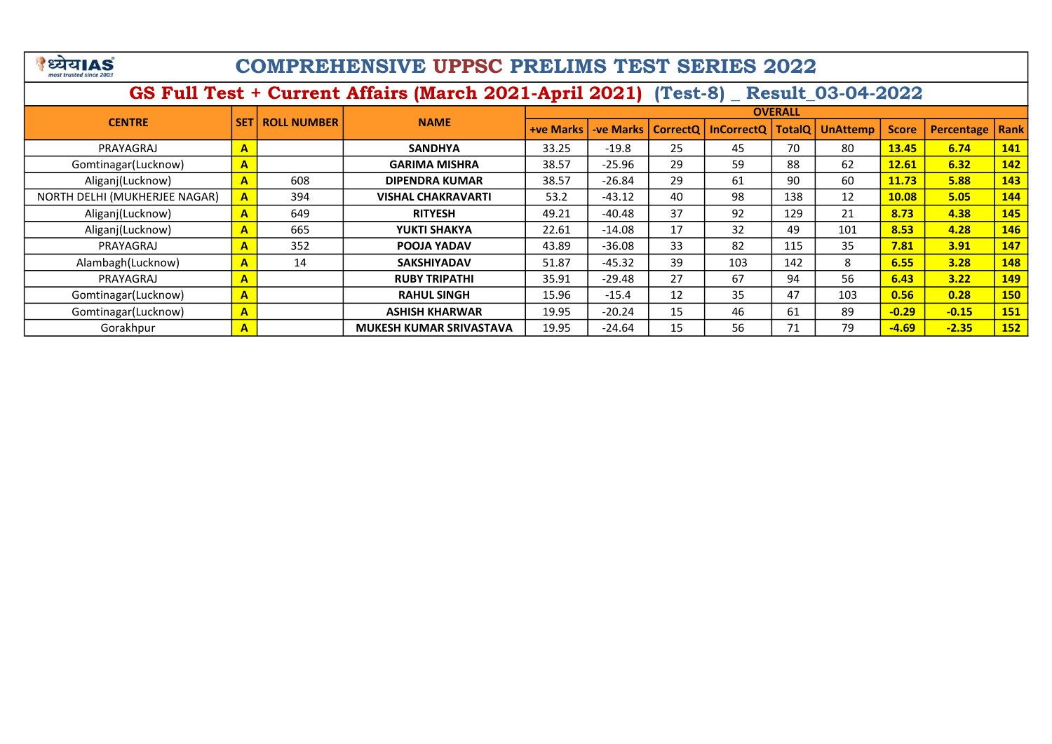# COMPREHENSIVE UPPSC PRELIMS TEST SERIES 2022

## GS Full Test + Current Affairs (March 2021-April 2021) (Test-8) _ Result_03-04-2022

| CENTRE | SET | ROLL NUMBER | NAME | OVERALL | | | | | | | | |
|---|---|---|---|---|---|---|---|---|---|---|---|---|
| | | | | +ve Marks | -ve Marks | CorrectQ | InCorrectQ | TotalQ | UnAttemp | Score | Percentage | Rank |
| PRAYAGRAJ | A | | SANDHYA | 33.25 | -19.8 | 25 | 45 | 70 | 80 | 13.45 | 6.74 | 141 |
| Gomtinagar(Lucknow) | A | | GARIMA MISHRA | 38.57 | -25.96 | 29 | 59 | 88 | 62 | 12.61 | 6.32 | 142 |
| Aliganj(Lucknow) | A | 608 | DIPENDRA KUMAR | 38.57 | -26.84 | 29 | 61 | 90 | 60 | 11.73 | 5.88 | 143 |
| NORTH DELHI (MUKHERJEE NAGAR) | A | 394 | VISHAL CHAKRAVARTI | 53.2 | -43.12 | 40 | 98 | 138 | 12 | 10.08 | 5.05 | 144 |
| Aliganj(Lucknow) | A | 649 | RITYESH | 49.21 | -40.48 | 37 | 92 | 129 | 21 | 8.73 | 4.38 | 145 |
| Aliganj(Lucknow) | A | 665 | YUKTI SHAKYA | 22.61 | -14.08 | 17 | 32 | 49 | 101 | 8.53 | 4.28 | 146 |
| PRAYAGRAJ | A | 352 | POOJA YADAV | 43.89 | -36.08 | 33 | 82 | 115 | 35 | 7.81 | 3.91 | 147 |
| Alambagh(Lucknow) | A | 14 | SAKSHIYADAV | 51.87 | -45.32 | 39 | 103 | 142 | 8 | 6.55 | 3.28 | 148 |
| PRAYAGRAJ | A | | RUBY TRIPATHI | 35.91 | -29.48 | 27 | 67 | 94 | 56 | 6.43 | 3.22 | 149 |
| Gomtinagar(Lucknow) | A | | RAHUL SINGH | 15.96 | -15.4 | 12 | 35 | 47 | 103 | 0.56 | 0.28 | 150 |
| Gomtinagar(Lucknow) | A | | ASHISH KHARWAR | 19.95 | -20.24 | 15 | 46 | 61 | 89 | -0.29 | -0.15 | 151 |
| Gorakhpur | A | | MUKESH KUMAR SRIVASTAVA | 19.95 | -24.64 | 15 | 56 | 71 | 79 | -4.69 | -2.35 | 152 |